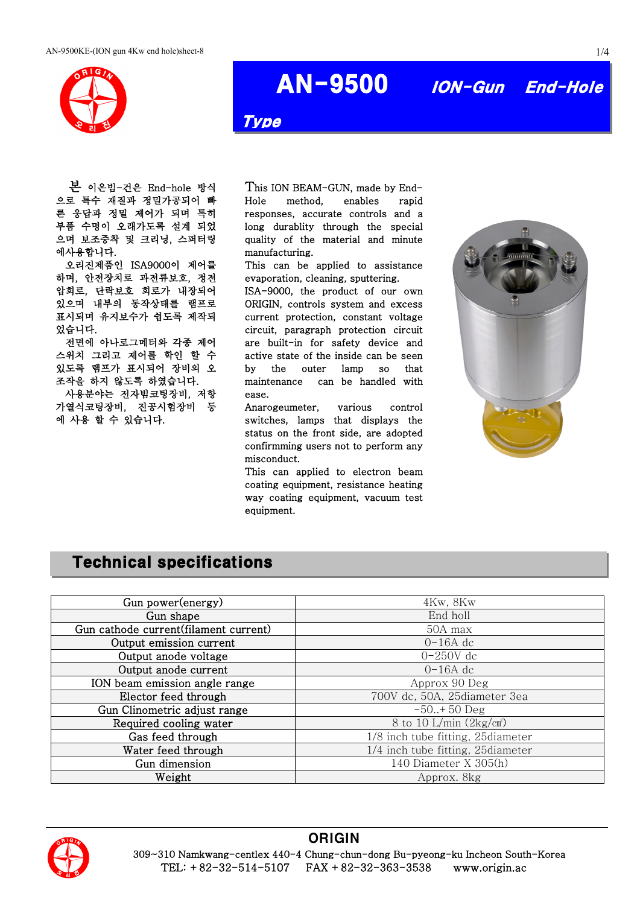# AN-9500 ION-Gun End-Hole Type

본 이온빔-건은 End-hole 방식으로 특수 재질과 정밀가공되어 빠른 응답과 정밀 제어가 되며 특히 부품 수명이 오래가도록 설계 되었으며 보조증착 및 크리닝, 스퍼터링에사용합니다.

오리진제품인 ISA9000이 제어를 하며, 안전장치로 과전류보호, 정전압회로, 단락보호 회로가 내장되어 있으며 내부의 동작상태를 램프로 표시되며 유지보수가 쉽도록 제작되었습니다.

전면에 아나로그메터와 각종 제어 스위치 그리고 제어를 확인 할 수 있도록 램프가 표시되어 장비의 오조작을 하지 않도록 하였습니다.

사용분야는 전자빔코팅장비, 저항가열식코팅장비, 진공시험장비 등에 사용 할 수 있습니다.

This ION BEAM-GUN, made by End-Hole method, enables rapid responses, accurate controls and a long durablity through the special quality of the material and minute manufacturing.

This can be applied to assistance evaporation, cleaning, sputtering.

ISA-9000, the product of our own ORIGIN, controls system and excess current protection, constant voltage circuit, paragraph protection circuit are built-in for safety device and active state of the inside can be seen by the outer lamp so that maintenance can be handled with ease.

Anarogeumeter, various control switches, lamps that displays the status on the front side, are adopted confirmming users not to perform any misconduct.

This can applied to electron beam coating equipment, resistance heating way coating equipment, vacuum test equipment.

## Technical specifications

| Gun power(energy) | 4Kw, 8Kw |
|---|---|
| Gun shape | End holl |
| Gun cathode current(filament current) | 50A max |
| Output emission current | 0-16A dc |
| Output anode voltage | 0-250V dc |
| Output anode current | 0-16A dc |
| ION beam emission angle range | Approx 90 Deg |
| Elector feed through | 700V dc, 50A, 25diameter 3ea |
| Gun Clinometric adjust range | -50..+ 50 Deg |
| Required cooling water | 8 to 10 L/min (2kg/㎠) |
| Gas feed through | 1/8 inch tube fitting, 25diameter |
| Water feed through | 1/4 inch tube fitting, 25diameter |
| Gun dimension | 140 Diameter X 305(h) |
| Weight | Approx. 8kg |

**ORIGIN**

309~310 Namkwang-centlex 440-4 Chung-chun-dong Bu-pyeong-ku Incheon South-Korea

TEL: + 82-32-514-5107 FAX + 82-32-363-3538 www.origin.ac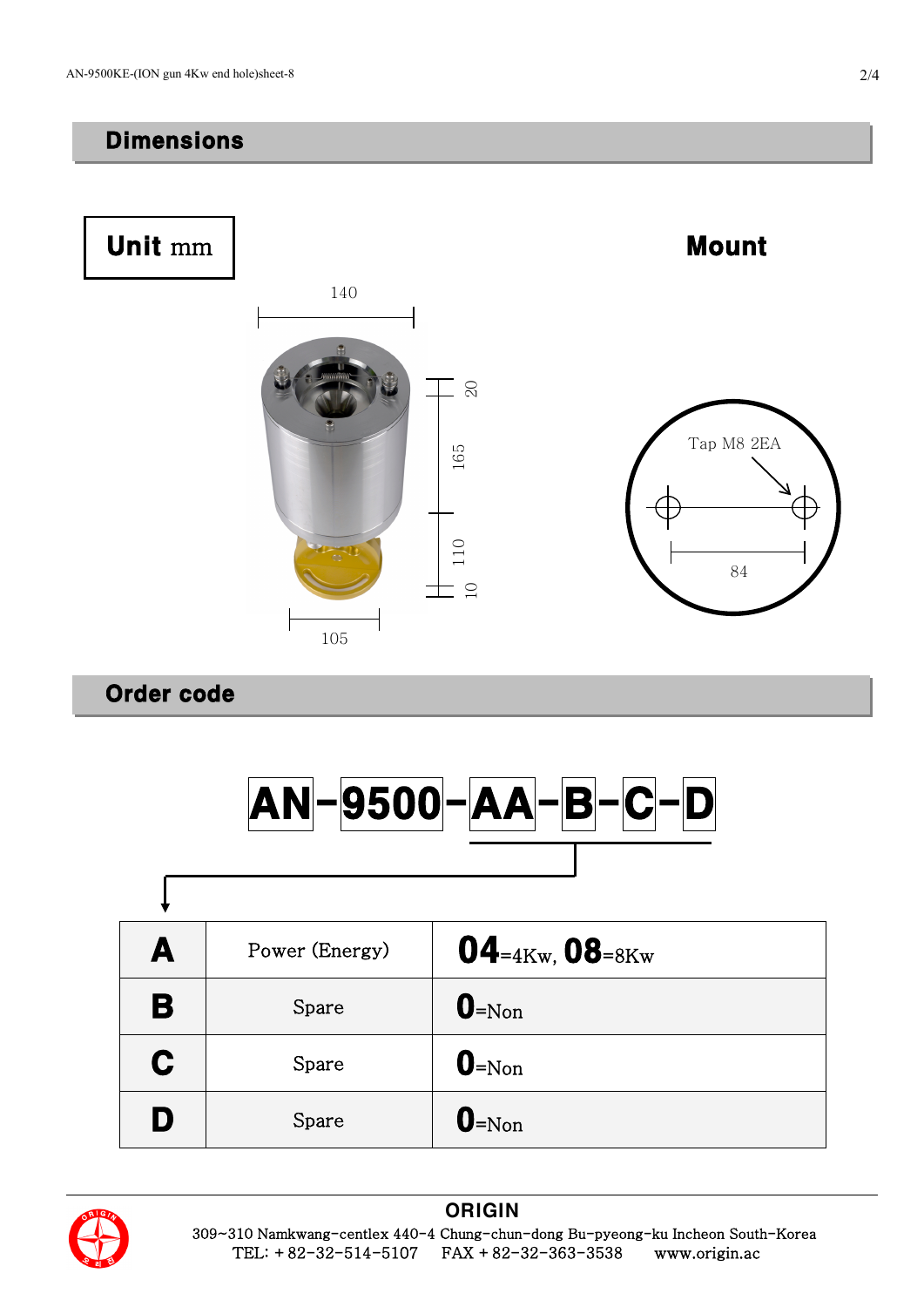## Dimensions

**Unit** mm

**Mount**

140

20

165

110

10

105

Tap M8 2EA

84

## Order code

**AN-9500-AA-B-C-D**

| | | |
|---|---|---|
| **A** | Power (Energy) | **04**=4Kw, **08**=8Kw |
| **B** | Spare | **0**=Non |
| **C** | Spare | **0**=Non |
| **D** | Spare | **0**=Non |

**ORIGIN**

309~310 Namkwang-centlex 440-4 Chung-chun-dong Bu-pyeong-ku Incheon South-Korea

TEL: + 82-32-514-5107 FAX + 82-32-363-3538 www.origin.ac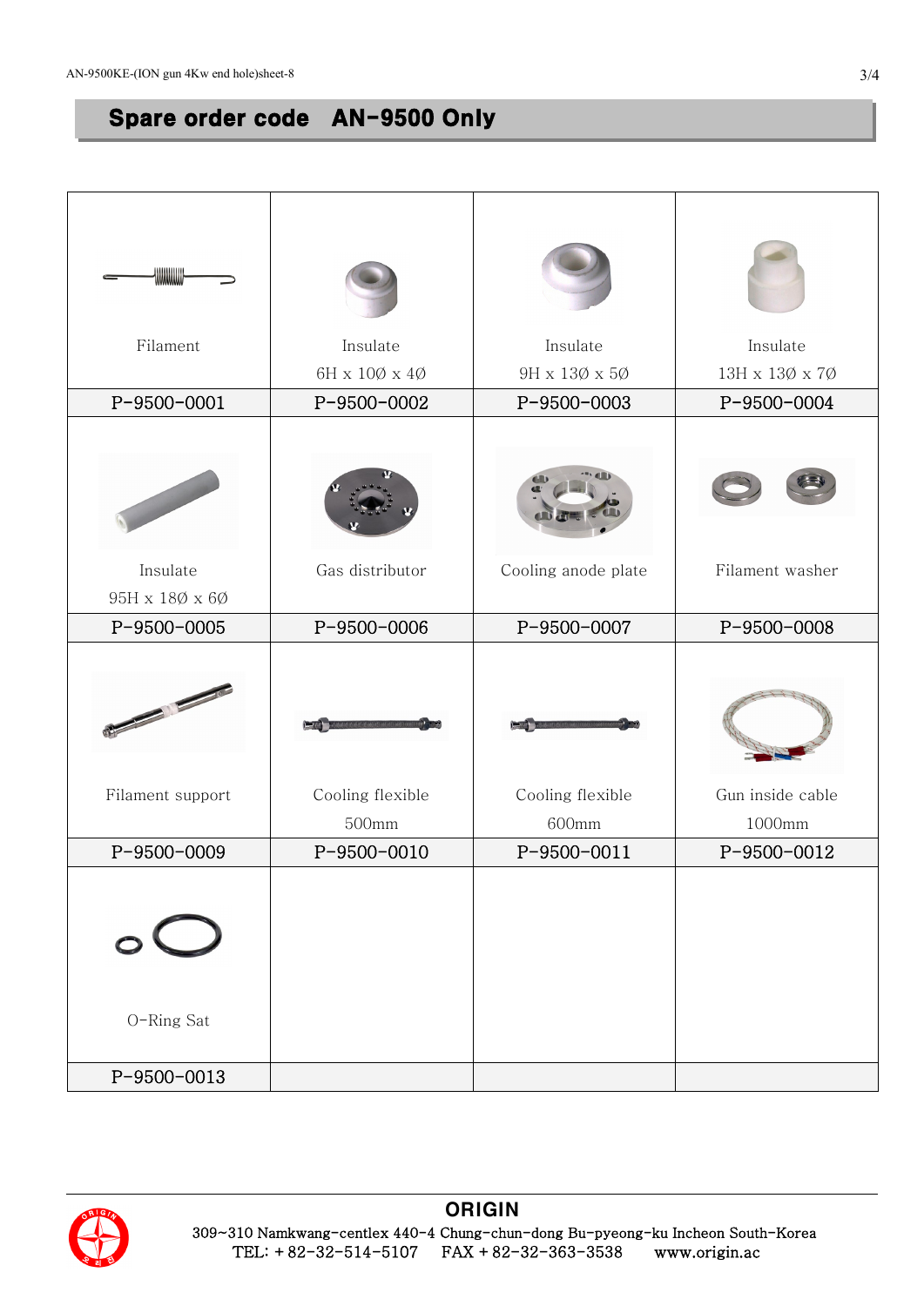## Spare order code AN-9500 Only

| | | | |
|---|---|---|---|
| Filament | Insulate<br>6H x 10Ø x 4Ø | Insulate<br>9H x 13Ø x 5Ø | Insulate<br>13H x 13Ø x 7Ø |
| P-9500-0001 | P-9500-0002 | P-9500-0003 | P-9500-0004 |
| Insulate<br>95H x 18Ø x 6Ø | Gas distributor | Cooling anode plate | Filament washer |
| P-9500-0005 | P-9500-0006 | P-9500-0007 | P-9500-0008 |
| Filament support | Cooling flexible<br>500mm | Cooling flexible<br>600mm | Gun inside cable<br>1000mm |
| P-9500-0009 | P-9500-0010 | P-9500-0011 | P-9500-0012 |
| O-Ring Sat | | | |
| P-9500-0013 | | | |

**ORIGIN**

309~310 Namkwang-centlex 440-4 Chung-chun-dong Bu-pyeong-ku Incheon South-Korea

TEL: + 82-32-514-5107 FAX + 82-32-363-3538 www.origin.ac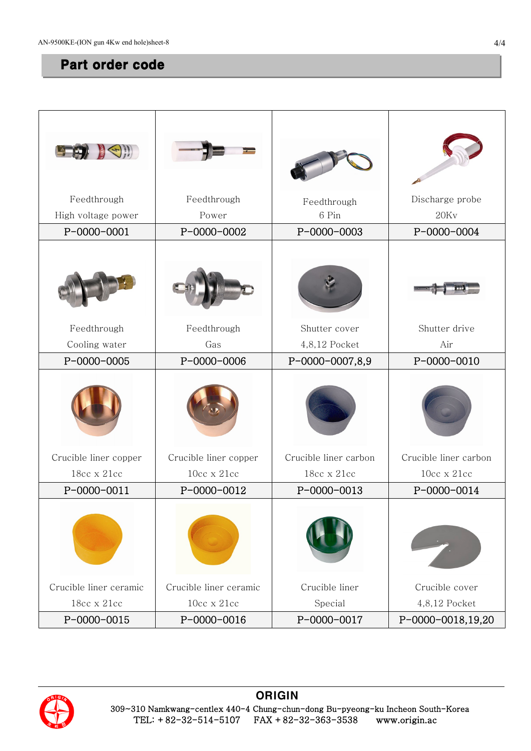## Part order code

| | | | |
|---|---|---|---|
| Feedthrough<br>High voltage power | Feedthrough<br>Power | Feedthrough<br>6 Pin | Discharge probe<br>20Kv |
| P-0000-0001 | P-0000-0002 | P-0000-0003 | P-0000-0004 |
| Feedthrough<br>Cooling water | Feedthrough<br>Gas | Shutter cover<br>4,8,12 Pocket | Shutter drive<br>Air |
| P-0000-0005 | P-0000-0006 | P-0000-0007,8,9 | P-0000-0010 |
| Crucible liner copper<br>18cc x 21cc | Crucible liner copper<br>10cc x 21cc | Crucible liner carbon<br>18cc x 21cc | Crucible liner carbon<br>10cc x 21cc |
| P-0000-0011 | P-0000-0012 | P-0000-0013 | P-0000-0014 |
| Crucible liner ceramic<br>18cc x 21cc | Crucible liner ceramic<br>10cc x 21cc | Crucible liner<br>Special | Crucible cover<br>4,8,12 Pocket |
| P-0000-0015 | P-0000-0016 | P-0000-0017 | P-0000-0018,19,20 |

**ORIGIN**

309~310 Namkwang-centlex 440-4 Chung-chun-dong Bu-pyeong-ku Incheon South-Korea

TEL: + 82-32-514-5107 FAX + 82-32-363-3538 www.origin.ac